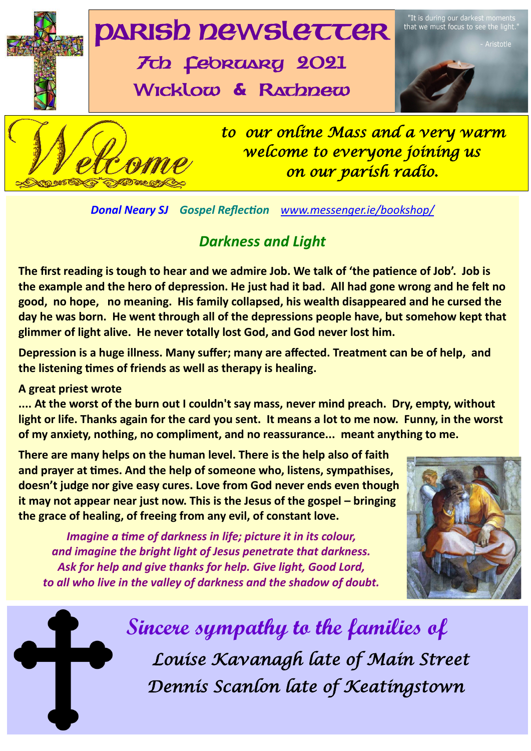# Parish Newsletter

## 7th February 2021

## Wicklow & Rathnew

"It is during our darkest moments that we must focus to see the light."

- Aristotle

**Welcome** *to our online Mass and a very warm welcome to everyone joining us on our parish radio.*

***Donal Neary SJ*** ***Gospel Reflection*** *www.messenger.ie/bookshop/*

### *Darkness and Light*

**The first reading is tough to hear and we admire Job. We talk of 'the patience of Job'. Job is the example and the hero of depression. He just had it bad. All had gone wrong and he felt no good, no hope, no meaning. His family collapsed, his wealth disappeared and he cursed the day he was born. He went through all of the depressions people have, but somehow kept that glimmer of light alive. He never totally lost God, and God never lost him.**

**Depression is a huge illness. Many suffer; many are affected. Treatment can be of help, and the listening times of friends as well as therapy is healing.**

**A great priest wrote**

**.... At the worst of the burn out I couldn't say mass, never mind preach. Dry, empty, without light or life. Thanks again for the card you sent. It means a lot to me now. Funny, in the worst of my anxiety, nothing, no compliment, and no reassurance... meant anything to me.**

**There are many helps on the human level. There is the help also of faith and prayer at times. And the help of someone who, listens, sympathises, doesn't judge nor give easy cures. Love from God never ends even though it may not appear near just now. This is the Jesus of the gospel – bringing the grace of healing, of freeing from any evil, of constant love.**

***Imagine a time of darkness in life; picture it in its colour, and imagine the bright light of Jesus penetrate that darkness. Ask for help and give thanks for help. Give light, Good Lord, to all who live in the valley of darkness and the shadow of doubt.***

## *Sincere sympathy to the families of*

*Louise Kavanagh late of Main Street*

*Dennis Scanlon late of Keatingstown*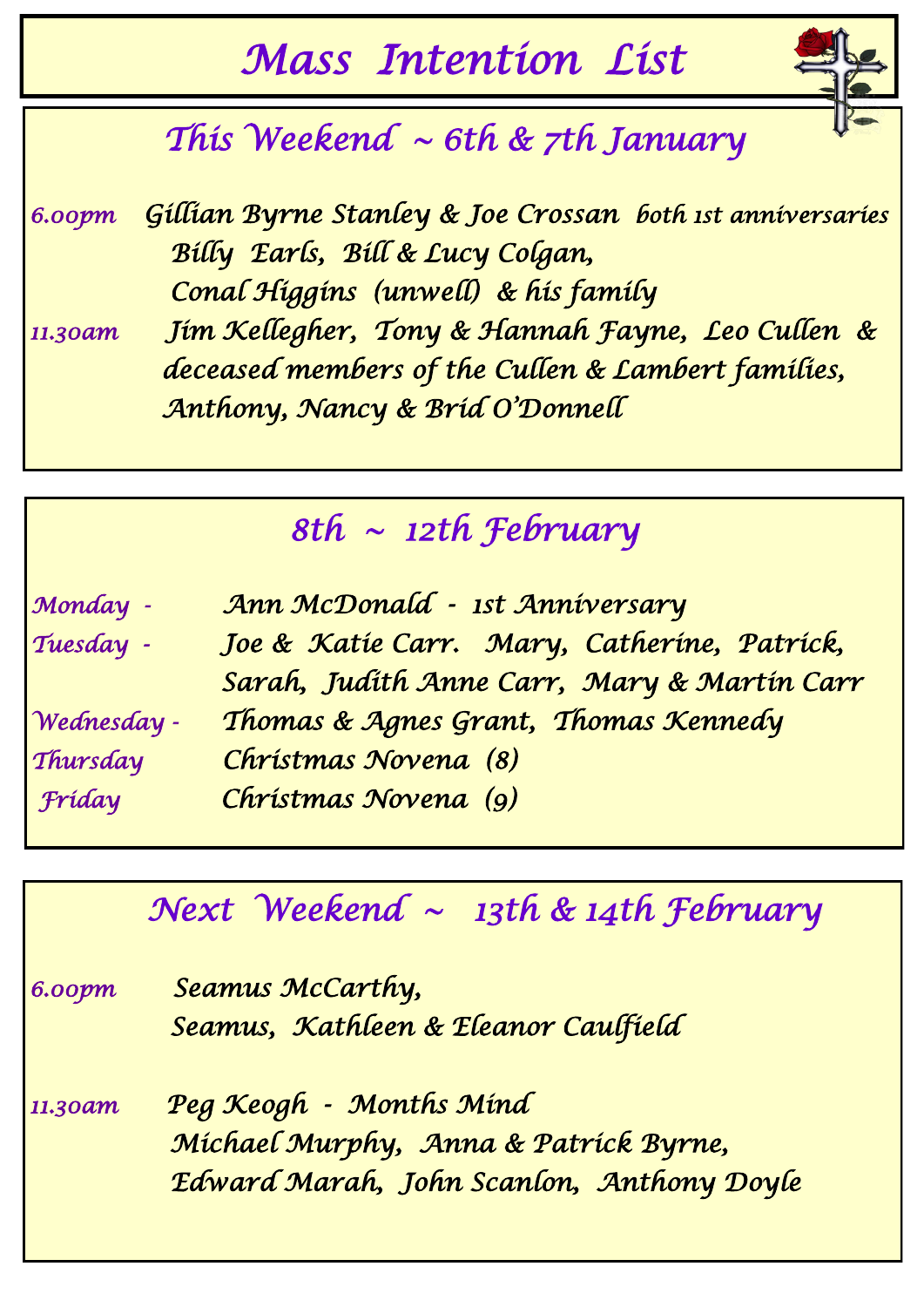# Mass Intention List

## This Weekend ~ 6th & 7th January

*6.00pm* Gillian Byrne Stanley & Joe Crossan *both 1st anniversaries*
Billy Earls, Bill & Lucy Colgan,
Conal Higgins (unwell) & his family

*11.30am* Jim Kellegher, Tony & Hannah Fayne, Leo Cullen & deceased members of the Cullen & Lambert families,
Anthony, Nancy & Brid O'Donnell

## 8th ~ 12th February

*Monday* - Ann McDonald - 1st Anniversary
*Tuesday* - Joe & Katie Carr. Mary, Catherine, Patrick, Sarah, Judith Anne Carr, Mary & Martin Carr
*Wednesday* - Thomas & Agnes Grant, Thomas Kennedy
*Thursday* Christmas Novena (8)
*Friday* Christmas Novena (9)

## Next Weekend ~ 13th & 14th February

*6.00pm* Seamus McCarthy,
Seamus, Kathleen & Eleanor Caulfield

*11.30am* Peg Keogh - Months Mind
Michael Murphy, Anna & Patrick Byrne,
Edward Marah, John Scanlon, Anthony Doyle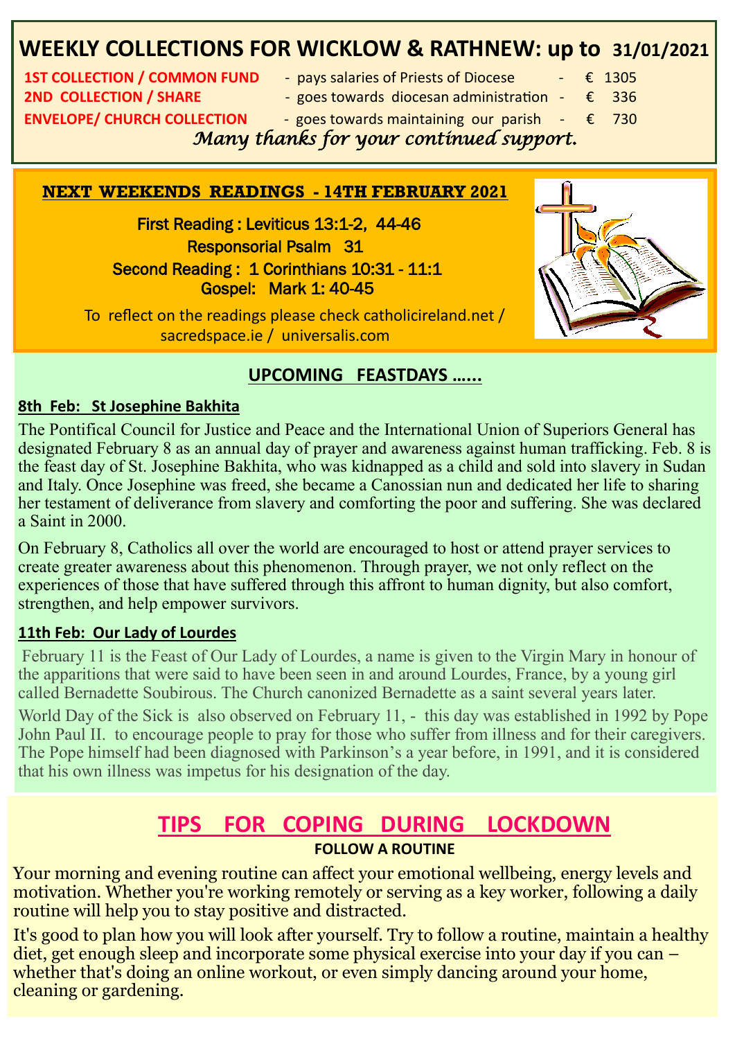## WEEKLY COLLECTIONS FOR WICKLOW & RATHNEW: up to 31/01/2021

| | | |
|---|---|---|
| **1ST COLLECTION / COMMON FUND** | - pays salaries of Priests of Diocese | - € 1305 |
| **2ND COLLECTION / SHARE** | - goes towards diocesan administration | - € 336 |
| **ENVELOPE/ CHURCH COLLECTION** | - goes towards maintaining our parish | - € 730 |

*Many thanks for your continued support.*

## NEXT WEEKENDS READINGS - 14TH FEBRUARY 2021

First Reading : Leviticus 13:1-2, 44-46

Responsorial Psalm 31

Second Reading : 1 Corinthians 10:31 - 11:1

Gospel: Mark 1: 40-45

To reflect on the readings please check catholicireland.net / sacredspace.ie / universalis.com

## UPCOMING FEASTDAYS ......

### 8th Feb: St Josephine Bakhita

The Pontifical Council for Justice and Peace and the International Union of Superiors General has designated February 8 as an annual day of prayer and awareness against human trafficking. Feb. 8 is the feast day of St. Josephine Bakhita, who was kidnapped as a child and sold into slavery in Sudan and Italy. Once Josephine was freed, she became a Canossian nun and dedicated her life to sharing her testament of deliverance from slavery and comforting the poor and suffering. She was declared a Saint in 2000.

On February 8, Catholics all over the world are encouraged to host or attend prayer services to create greater awareness about this phenomenon. Through prayer, we not only reflect on the experiences of those that have suffered through this affront to human dignity, but also comfort, strengthen, and help empower survivors.

### 11th Feb: Our Lady of Lourdes

February 11 is the Feast of Our Lady of Lourdes, a name is given to the Virgin Mary in honour of the apparitions that were said to have been seen in and around Lourdes, France, by a young girl called Bernadette Soubirous. The Church canonized Bernadette as a saint several years later.

World Day of the Sick is also observed on February 11, - this day was established in 1992 by Pope John Paul II. to encourage people to pray for those who suffer from illness and for their caregivers. The Pope himself had been diagnosed with Parkinson's a year before, in 1991, and it is considered that his own illness was impetus for his designation of the day.

## TIPS FOR COPING DURING LOCKDOWN

**FOLLOW A ROUTINE**

Your morning and evening routine can affect your emotional wellbeing, energy levels and motivation. Whether you're working remotely or serving as a key worker, following a daily routine will help you to stay positive and distracted.

It's good to plan how you will look after yourself. Try to follow a routine, maintain a healthy diet, get enough sleep and incorporate some physical exercise into your day if you can – whether that's doing an online workout, or even simply dancing around your home, cleaning or gardening.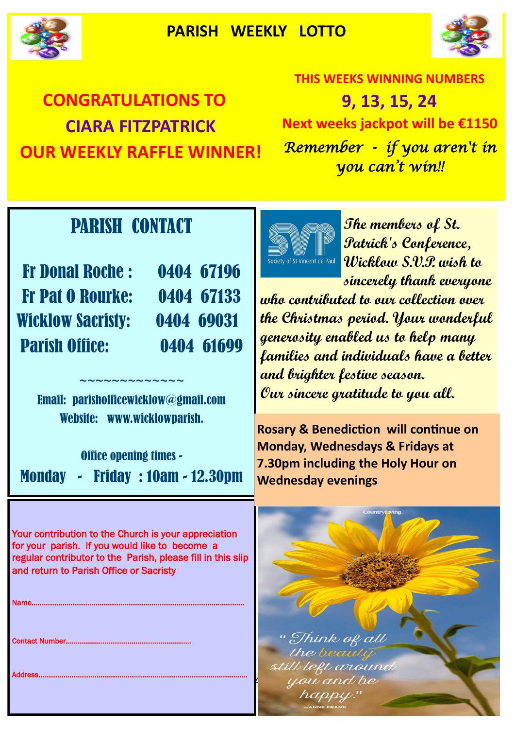# PARISH WEEKLY LOTTO

**CONGRATULATIONS TO**
**CIARA FITZPATRICK**
**OUR WEEKLY RAFFLE WINNER!**

**THIS WEEKS WINNING NUMBERS**

**9, 13, 15, 24**

**Next weeks jackpot will be €1150**

*Remember - if you aren't in you can't win!!*

## PARISH CONTACT

| | |
|---|---|
| Fr Donal Roche : | 0404 67196 |
| Fr Pat O Rourke: | 0404 67133 |
| Wicklow Sacristy: | 0404 69031 |
| Parish Office: | 0404 61699 |

~~~~~~~~~~~~~

Email: parishofficewicklow@gmail.com

Website: www.wicklowparish.

Office opening times -

Monday - Friday : 10am - 12.30pm

Society of St Vincent de Paul

*The members of St. Patrick's Conference, Wicklow S.V.P. wish to sincerely thank everyone who contributed to our collection over the Christmas period. Your wonderful generosity enabled us to help many families and individuals have a better and brighter festive season.*
*Our sincere gratitude to you all.*

**Rosary & Benediction will continue on Monday, Wednesdays & Fridays at 7.30pm including the Holy Hour on Wednesday evenings**

Your contribution to the Church is your appreciation for your parish. If you would like to become a regular contributor to the Parish, please fill in this slip and return to Parish Office or Sacristy

Name.........................................................................................................

Contact Number...............................................................

Address.......................................................................................................

" Think of all the beauty still left around you and be happy."
—ANNE FRANK